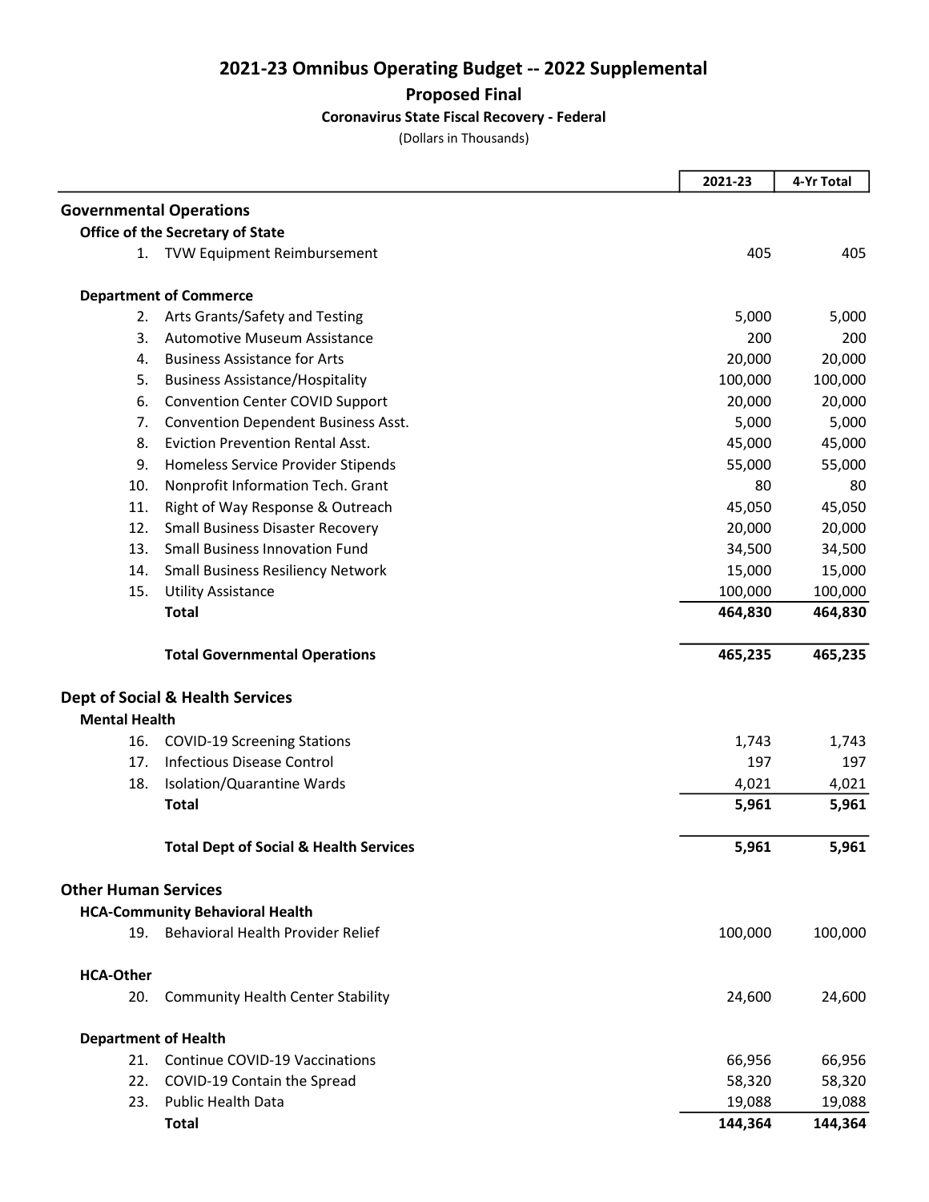# 2021-23 Omnibus Operating Budget -- 2022 Supplemental

## Proposed Final

### Coronavirus State Fiscal Recovery - Federal

(Dollars in Thousands)

| | 2021-23 | 4-Yr Total |
|---|---|---|
| **Governmental Operations** | | |
| **Office of the Secretary of State** | | |
| 1. TVW Equipment Reimbursement | 405 | 405 |
| **Department of Commerce** | | |
| 2. Arts Grants/Safety and Testing | 5,000 | 5,000 |
| 3. Automotive Museum Assistance | 200 | 200 |
| 4. Business Assistance for Arts | 20,000 | 20,000 |
| 5. Business Assistance/Hospitality | 100,000 | 100,000 |
| 6. Convention Center COVID Support | 20,000 | 20,000 |
| 7. Convention Dependent Business Asst. | 5,000 | 5,000 |
| 8. Eviction Prevention Rental Asst. | 45,000 | 45,000 |
| 9. Homeless Service Provider Stipends | 55,000 | 55,000 |
| 10. Nonprofit Information Tech. Grant | 80 | 80 |
| 11. Right of Way Response & Outreach | 45,050 | 45,050 |
| 12. Small Business Disaster Recovery | 20,000 | 20,000 |
| 13. Small Business Innovation Fund | 34,500 | 34,500 |
| 14. Small Business Resiliency Network | 15,000 | 15,000 |
| 15. Utility Assistance | 100,000 | 100,000 |
| **Total** | **464,830** | **464,830** |
| **Total Governmental Operations** | **465,235** | **465,235** |
| **Dept of Social & Health Services** | | |
| **Mental Health** | | |
| 16. COVID-19 Screening Stations | 1,743 | 1,743 |
| 17. Infectious Disease Control | 197 | 197 |
| 18. Isolation/Quarantine Wards | 4,021 | 4,021 |
| **Total** | **5,961** | **5,961** |
| **Total Dept of Social & Health Services** | **5,961** | **5,961** |
| **Other Human Services** | | |
| **HCA-Community Behavioral Health** | | |
| 19. Behavioral Health Provider Relief | 100,000 | 100,000 |
| **HCA-Other** | | |
| 20. Community Health Center Stability | 24,600 | 24,600 |
| **Department of Health** | | |
| 21. Continue COVID-19 Vaccinations | 66,956 | 66,956 |
| 22. COVID-19 Contain the Spread | 58,320 | 58,320 |
| 23. Public Health Data | 19,088 | 19,088 |
| **Total** | **144,364** | **144,364** |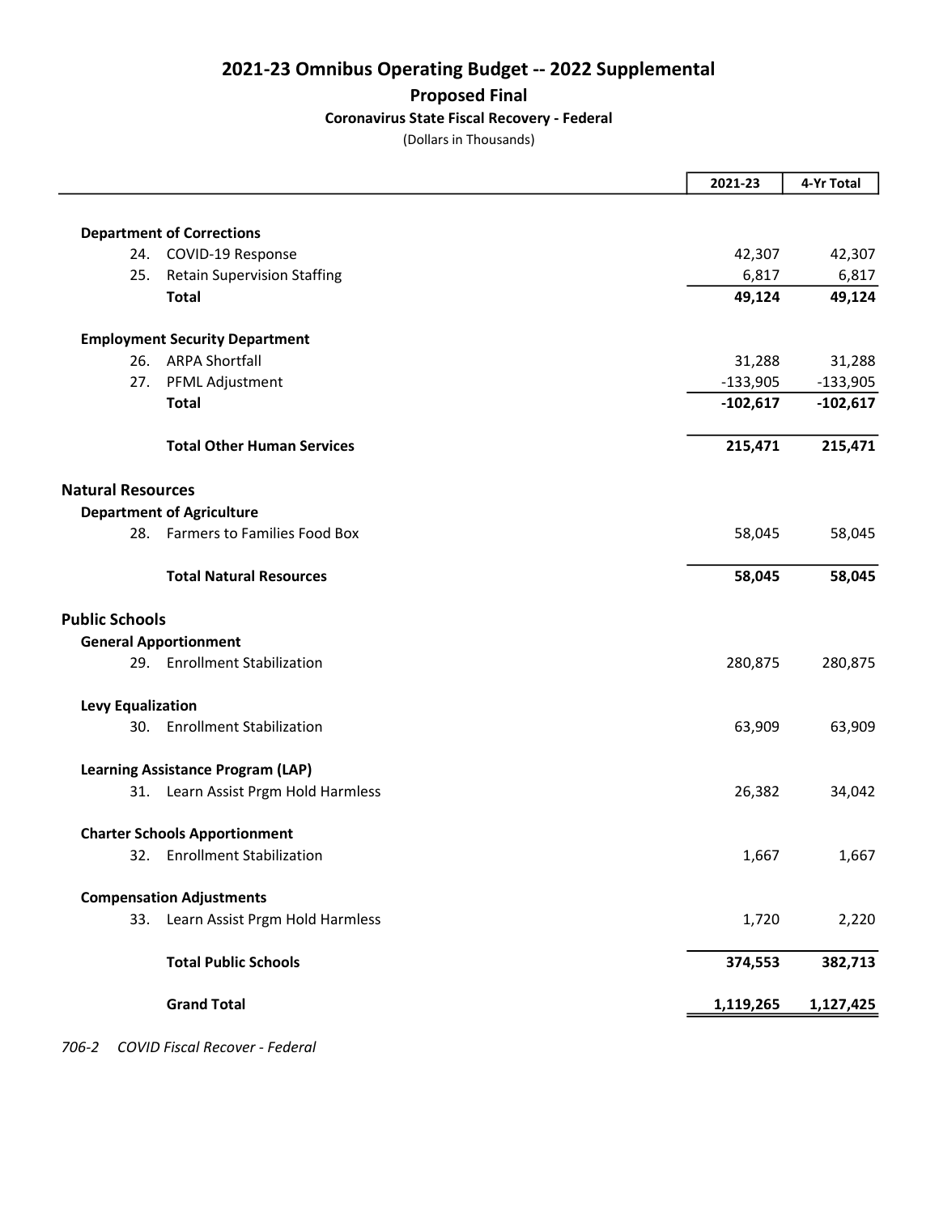# 2021-23 Omnibus Operating Budget -- 2022 Supplemental

## Proposed Final

### Coronavirus State Fiscal Recovery - Federal

(Dollars in Thousands)

| | 2021-23 | 4-Yr Total |
|---|---|---|
| **Department of Corrections** | | |
| 24. COVID-19 Response | 42,307 | 42,307 |
| 25. Retain Supervision Staffing | 6,817 | 6,817 |
| **Total** | **49,124** | **49,124** |
| **Employment Security Department** | | |
| 26. ARPA Shortfall | 31,288 | 31,288 |
| 27. PFML Adjustment | -133,905 | -133,905 |
| **Total** | **-102,617** | **-102,617** |
| **Total Other Human Services** | **215,471** | **215,471** |
| **Natural Resources** | | |
| **Department of Agriculture** | | |
| 28. Farmers to Families Food Box | 58,045 | 58,045 |
| **Total Natural Resources** | **58,045** | **58,045** |
| **Public Schools** | | |
| **General Apportionment** | | |
| 29. Enrollment Stabilization | 280,875 | 280,875 |
| **Levy Equalization** | | |
| 30. Enrollment Stabilization | 63,909 | 63,909 |
| **Learning Assistance Program (LAP)** | | |
| 31. Learn Assist Prgm Hold Harmless | 26,382 | 34,042 |
| **Charter Schools Apportionment** | | |
| 32. Enrollment Stabilization | 1,667 | 1,667 |
| **Compensation Adjustments** | | |
| 33. Learn Assist Prgm Hold Harmless | 1,720 | 2,220 |
| **Total Public Schools** | **374,553** | **382,713** |
| **Grand Total** | **1,119,265** | **1,127,425** |